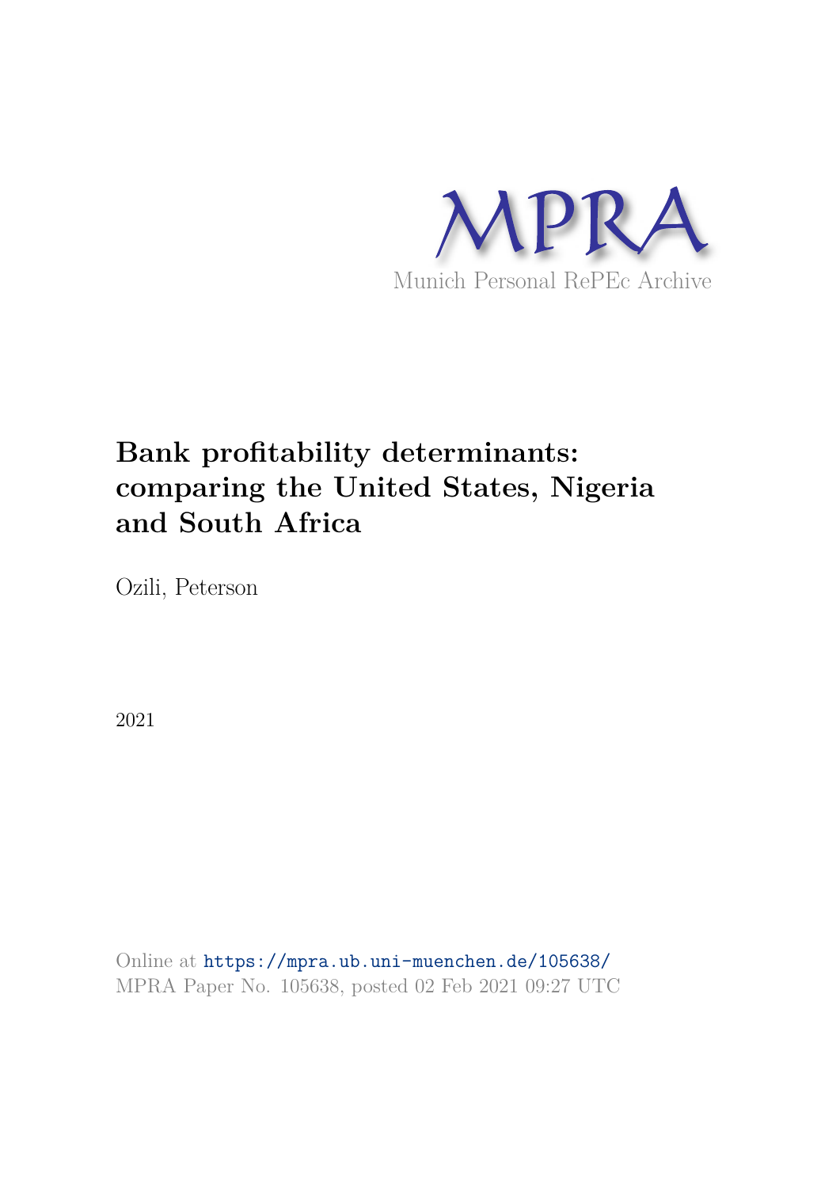MPRA

Munich Personal RePEc Archive

# Bank profitability determinants: comparing the United States, Nigeria and South Africa

Ozili, Peterson

2021

Online at https://mpra.ub.uni-muenchen.de/105638/
MPRA Paper No. 105638, posted 02 Feb 2021 09:27 UTC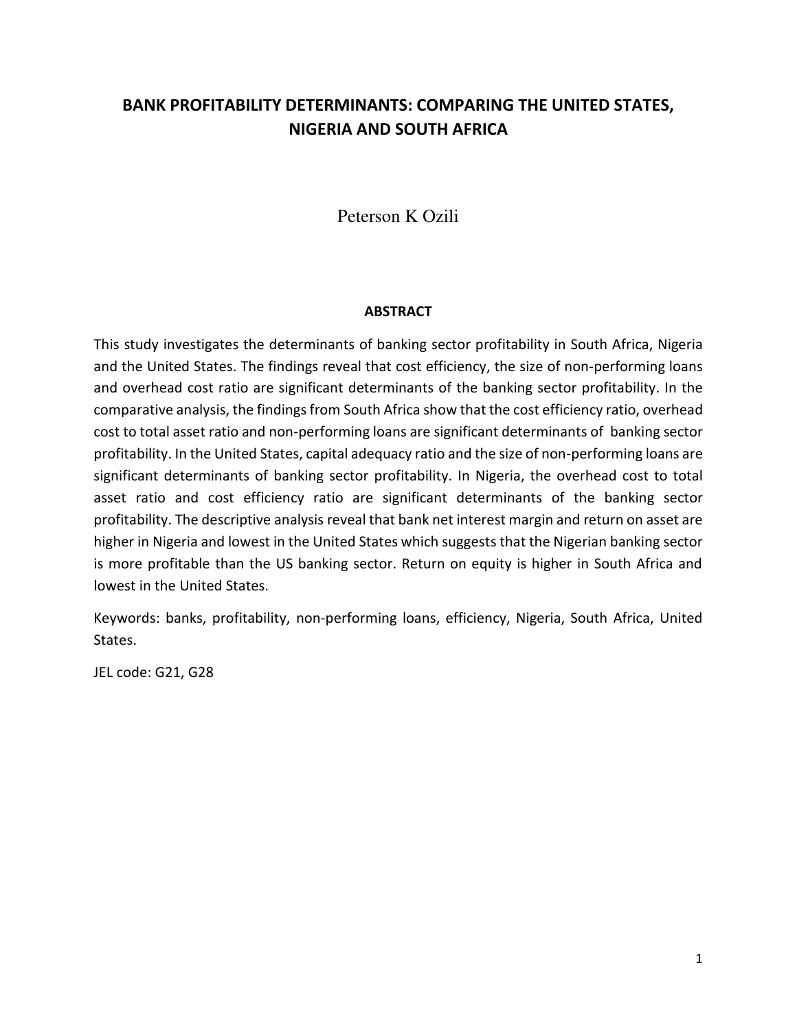# BANK PROFITABILITY DETERMINANTS: COMPARING THE UNITED STATES, NIGERIA AND SOUTH AFRICA

Peterson K Ozili

## ABSTRACT

This study investigates the determinants of banking sector profitability in South Africa, Nigeria and the United States. The findings reveal that cost efficiency, the size of non-performing loans and overhead cost ratio are significant determinants of the banking sector profitability. In the comparative analysis, the findings from South Africa show that the cost efficiency ratio, overhead cost to total asset ratio and non-performing loans are significant determinants of banking sector profitability. In the United States, capital adequacy ratio and the size of non-performing loans are significant determinants of banking sector profitability. In Nigeria, the overhead cost to total asset ratio and cost efficiency ratio are significant determinants of the banking sector profitability. The descriptive analysis reveal that bank net interest margin and return on asset are higher in Nigeria and lowest in the United States which suggests that the Nigerian banking sector is more profitable than the US banking sector. Return on equity is higher in South Africa and lowest in the United States.

Keywords: banks, profitability, non-performing loans, efficiency, Nigeria, South Africa, United States.

JEL code: G21, G28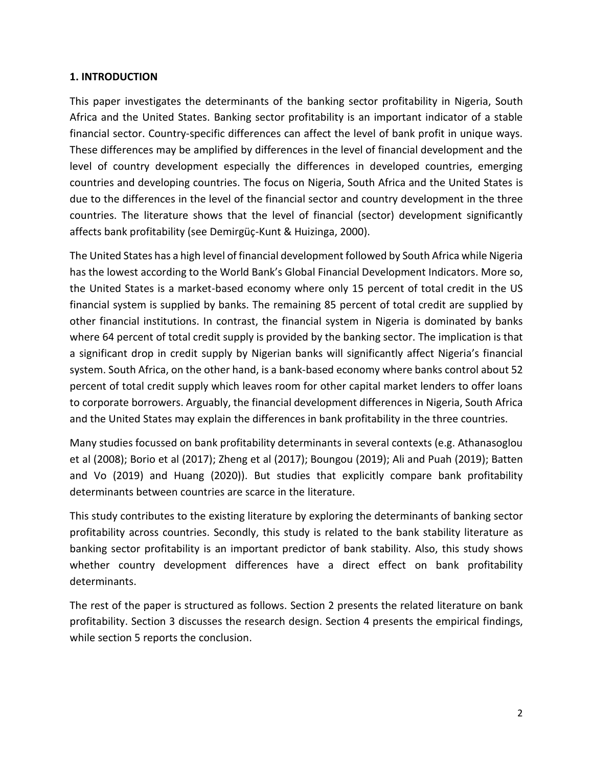## 1. INTRODUCTION

This paper investigates the determinants of the banking sector profitability in Nigeria, South Africa and the United States. Banking sector profitability is an important indicator of a stable financial sector. Country-specific differences can affect the level of bank profit in unique ways. These differences may be amplified by differences in the level of financial development and the level of country development especially the differences in developed countries, emerging countries and developing countries. The focus on Nigeria, South Africa and the United States is due to the differences in the level of the financial sector and country development in the three countries. The literature shows that the level of financial (sector) development significantly affects bank profitability (see Demirgüç-Kunt & Huizinga, 2000).

The United States has a high level of financial development followed by South Africa while Nigeria has the lowest according to the World Bank's Global Financial Development Indicators. More so, the United States is a market-based economy where only 15 percent of total credit in the US financial system is supplied by banks. The remaining 85 percent of total credit are supplied by other financial institutions. In contrast, the financial system in Nigeria is dominated by banks where 64 percent of total credit supply is provided by the banking sector. The implication is that a significant drop in credit supply by Nigerian banks will significantly affect Nigeria's financial system. South Africa, on the other hand, is a bank-based economy where banks control about 52 percent of total credit supply which leaves room for other capital market lenders to offer loans to corporate borrowers. Arguably, the financial development differences in Nigeria, South Africa and the United States may explain the differences in bank profitability in the three countries.

Many studies focussed on bank profitability determinants in several contexts (e.g. Athanasoglou et al (2008); Borio et al (2017); Zheng et al (2017); Boungou (2019); Ali and Puah (2019); Batten and Vo (2019) and Huang (2020)). But studies that explicitly compare bank profitability determinants between countries are scarce in the literature.

This study contributes to the existing literature by exploring the determinants of banking sector profitability across countries. Secondly, this study is related to the bank stability literature as banking sector profitability is an important predictor of bank stability. Also, this study shows whether country development differences have a direct effect on bank profitability determinants.

The rest of the paper is structured as follows. Section 2 presents the related literature on bank profitability. Section 3 discusses the research design. Section 4 presents the empirical findings, while section 5 reports the conclusion.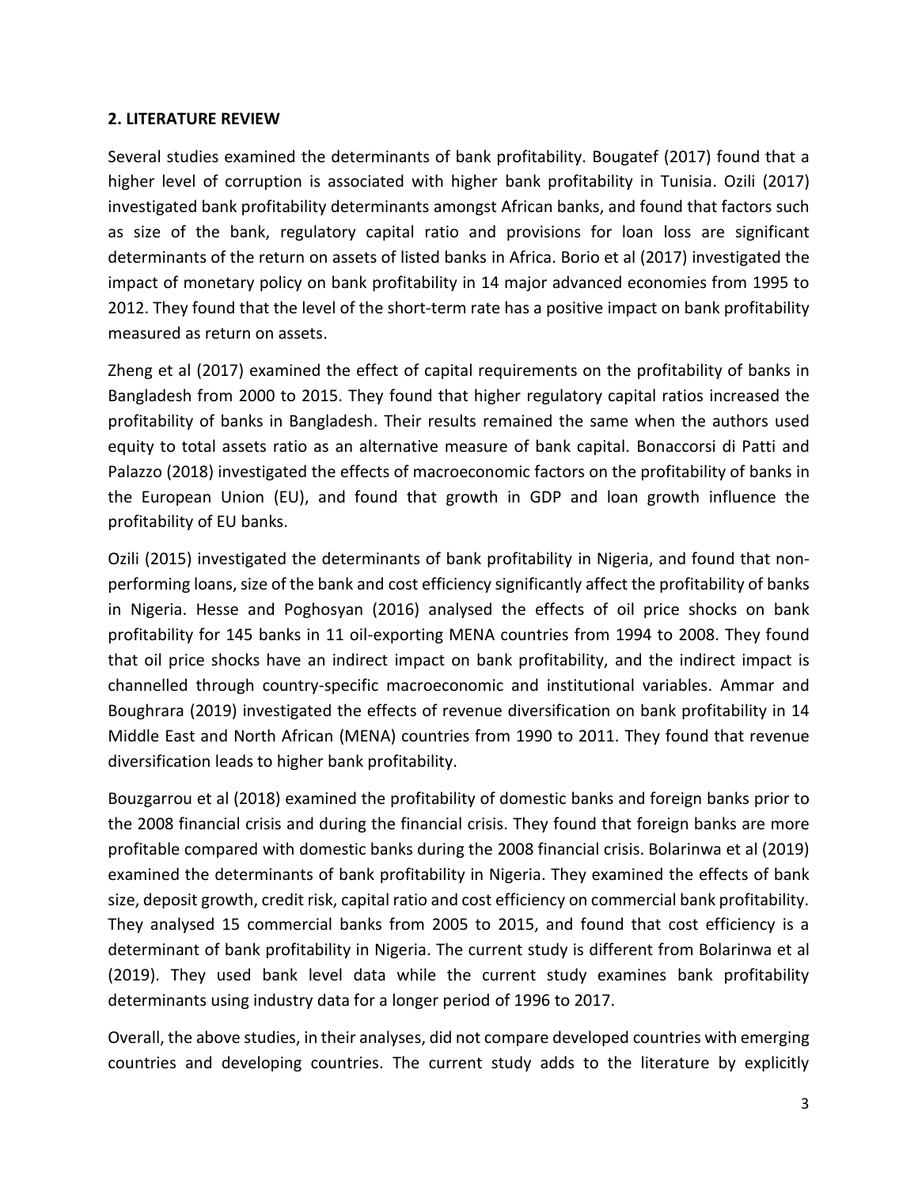## 2. LITERATURE REVIEW

Several studies examined the determinants of bank profitability. Bougatef (2017) found that a higher level of corruption is associated with higher bank profitability in Tunisia. Ozili (2017) investigated bank profitability determinants amongst African banks, and found that factors such as size of the bank, regulatory capital ratio and provisions for loan loss are significant determinants of the return on assets of listed banks in Africa. Borio et al (2017) investigated the impact of monetary policy on bank profitability in 14 major advanced economies from 1995 to 2012. They found that the level of the short-term rate has a positive impact on bank profitability measured as return on assets.

Zheng et al (2017) examined the effect of capital requirements on the profitability of banks in Bangladesh from 2000 to 2015. They found that higher regulatory capital ratios increased the profitability of banks in Bangladesh. Their results remained the same when the authors used equity to total assets ratio as an alternative measure of bank capital. Bonaccorsi di Patti and Palazzo (2018) investigated the effects of macroeconomic factors on the profitability of banks in the European Union (EU), and found that growth in GDP and loan growth influence the profitability of EU banks.

Ozili (2015) investigated the determinants of bank profitability in Nigeria, and found that non-performing loans, size of the bank and cost efficiency significantly affect the profitability of banks in Nigeria. Hesse and Poghosyan (2016) analysed the effects of oil price shocks on bank profitability for 145 banks in 11 oil-exporting MENA countries from 1994 to 2008. They found that oil price shocks have an indirect impact on bank profitability, and the indirect impact is channelled through country-specific macroeconomic and institutional variables. Ammar and Boughrara (2019) investigated the effects of revenue diversification on bank profitability in 14 Middle East and North African (MENA) countries from 1990 to 2011. They found that revenue diversification leads to higher bank profitability.

Bouzgarrou et al (2018) examined the profitability of domestic banks and foreign banks prior to the 2008 financial crisis and during the financial crisis. They found that foreign banks are more profitable compared with domestic banks during the 2008 financial crisis. Bolarinwa et al (2019) examined the determinants of bank profitability in Nigeria. They examined the effects of bank size, deposit growth, credit risk, capital ratio and cost efficiency on commercial bank profitability. They analysed 15 commercial banks from 2005 to 2015, and found that cost efficiency is a determinant of bank profitability in Nigeria. The current study is different from Bolarinwa et al (2019). They used bank level data while the current study examines bank profitability determinants using industry data for a longer period of 1996 to 2017.

Overall, the above studies, in their analyses, did not compare developed countries with emerging countries and developing countries. The current study adds to the literature by explicitly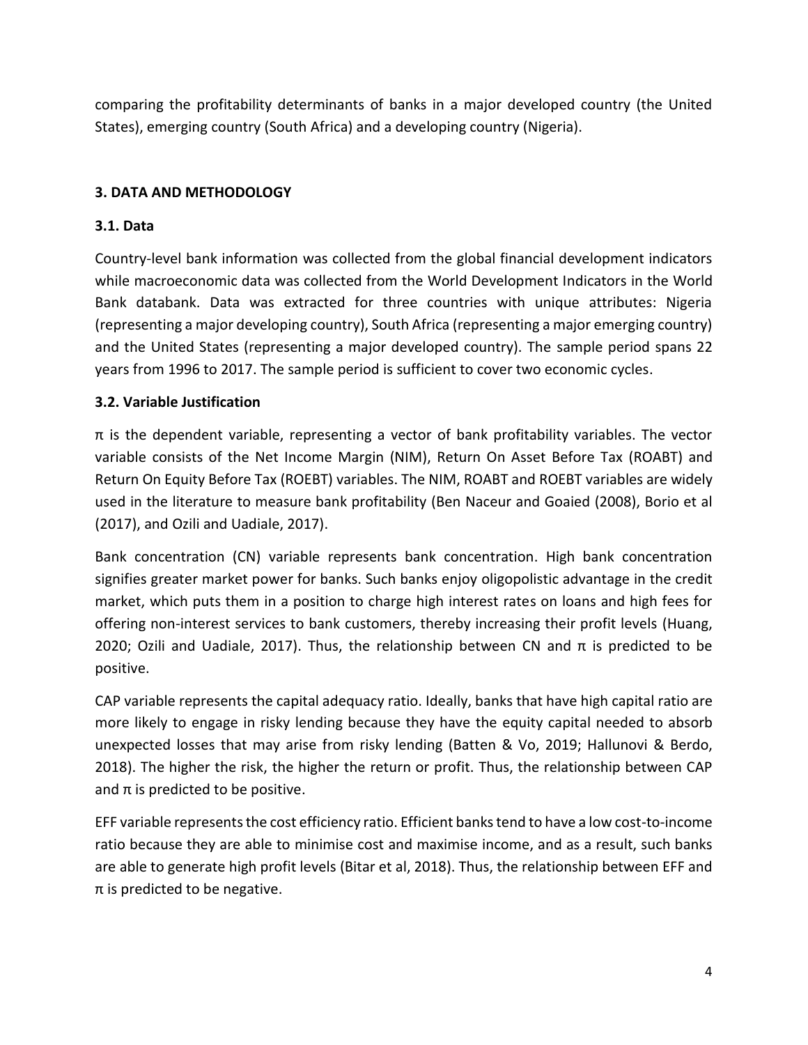comparing the profitability determinants of banks in a major developed country (the United States), emerging country (South Africa) and a developing country (Nigeria).

### 3. DATA AND METHODOLOGY

### 3.1. Data

Country-level bank information was collected from the global financial development indicators while macroeconomic data was collected from the World Development Indicators in the World Bank databank. Data was extracted for three countries with unique attributes: Nigeria (representing a major developing country), South Africa (representing a major emerging country) and the United States (representing a major developed country). The sample period spans 22 years from 1996 to 2017. The sample period is sufficient to cover two economic cycles.

### 3.2. Variable Justification

$\pi$ is the dependent variable, representing a vector of bank profitability variables. The vector variable consists of the Net Income Margin (NIM), Return On Asset Before Tax (ROABT) and Return On Equity Before Tax (ROEBT) variables. The NIM, ROABT and ROEBT variables are widely used in the literature to measure bank profitability (Ben Naceur and Goaied (2008), Borio et al (2017), and Ozili and Uadiale, 2017).

Bank concentration (CN) variable represents bank concentration. High bank concentration signifies greater market power for banks. Such banks enjoy oligopolistic advantage in the credit market, which puts them in a position to charge high interest rates on loans and high fees for offering non-interest services to bank customers, thereby increasing their profit levels (Huang, 2020; Ozili and Uadiale, 2017). Thus, the relationship between CN and $\pi$ is predicted to be positive.

CAP variable represents the capital adequacy ratio. Ideally, banks that have high capital ratio are more likely to engage in risky lending because they have the equity capital needed to absorb unexpected losses that may arise from risky lending (Batten & Vo, 2019; Hallunovi & Berdo, 2018). The higher the risk, the higher the return or profit. Thus, the relationship between CAP and $\pi$ is predicted to be positive.

EFF variable represents the cost efficiency ratio. Efficient banks tend to have a low cost-to-income ratio because they are able to minimise cost and maximise income, and as a result, such banks are able to generate high profit levels (Bitar et al, 2018). Thus, the relationship between EFF and $\pi$ is predicted to be negative.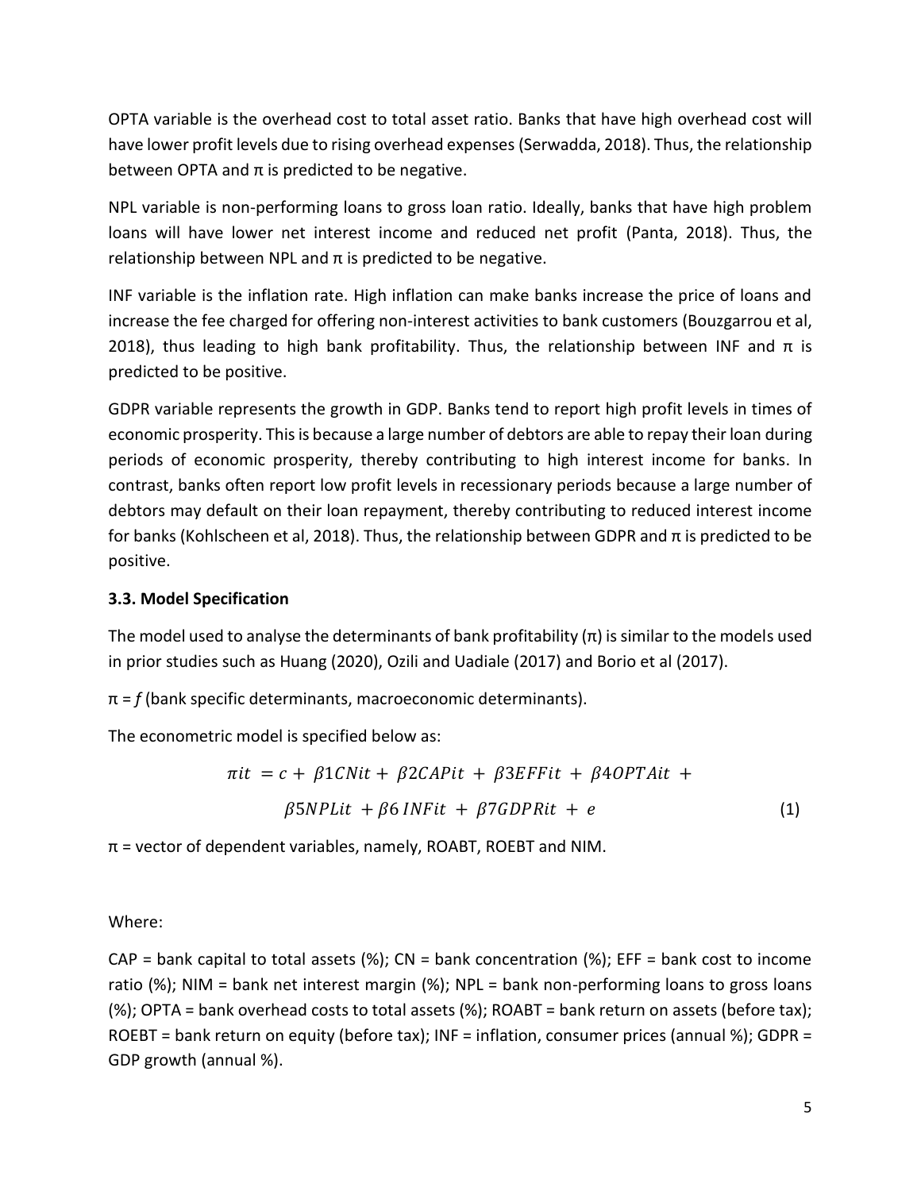OPTA variable is the overhead cost to total asset ratio. Banks that have high overhead cost will have lower profit levels due to rising overhead expenses (Serwadda, 2018). Thus, the relationship between OPTA and π is predicted to be negative.

NPL variable is non-performing loans to gross loan ratio. Ideally, banks that have high problem loans will have lower net interest income and reduced net profit (Panta, 2018). Thus, the relationship between NPL and π is predicted to be negative.

INF variable is the inflation rate. High inflation can make banks increase the price of loans and increase the fee charged for offering non-interest activities to bank customers (Bouzgarrou et al, 2018), thus leading to high bank profitability. Thus, the relationship between INF and π is predicted to be positive.

GDPR variable represents the growth in GDP. Banks tend to report high profit levels in times of economic prosperity. This is because a large number of debtors are able to repay their loan during periods of economic prosperity, thereby contributing to high interest income for banks. In contrast, banks often report low profit levels in recessionary periods because a large number of debtors may default on their loan repayment, thereby contributing to reduced interest income for banks (Kohlscheen et al, 2018). Thus, the relationship between GDPR and π is predicted to be positive.

### 3.3. Model Specification

The model used to analyse the determinants of bank profitability (π) is similar to the models used in prior studies such as Huang (2020), Ozili and Uadiale (2017) and Borio et al (2017).

π = *f* (bank specific determinants, macroeconomic determinants).

The econometric model is specified below as:

$$\pi it = c + \beta 1CNit + \beta 2CAPit + \beta 3EFFit + \beta 4OPTAit + \beta 5NPLit + \beta 6\,INFit + \beta 7GDPRit + e \tag{1}$$

π = vector of dependent variables, namely, ROABT, ROEBT and NIM.

Where:

CAP = bank capital to total assets (%); CN = bank concentration (%); EFF = bank cost to income ratio (%); NIM = bank net interest margin (%); NPL = bank non-performing loans to gross loans (%); OPTA = bank overhead costs to total assets (%); ROABT = bank return on assets (before tax); ROEBT = bank return on equity (before tax); INF = inflation, consumer prices (annual %); GDPR = GDP growth (annual %).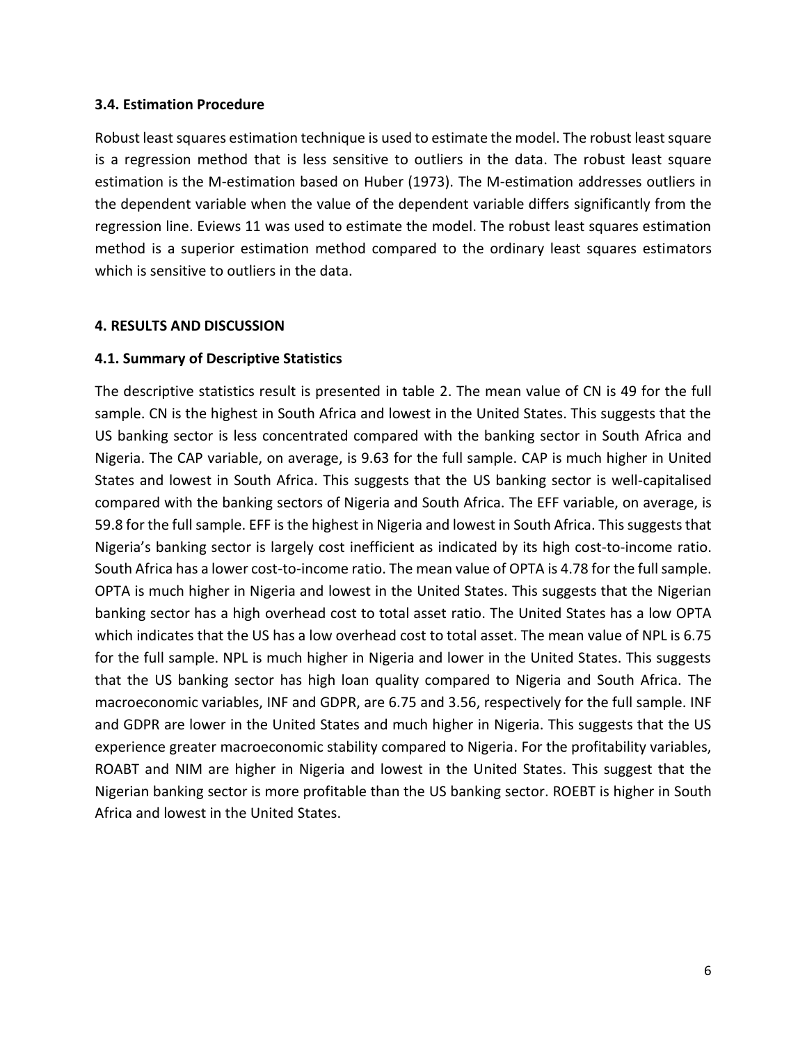### 3.4. Estimation Procedure

Robust least squares estimation technique is used to estimate the model. The robust least square is a regression method that is less sensitive to outliers in the data. The robust least square estimation is the M-estimation based on Huber (1973). The M-estimation addresses outliers in the dependent variable when the value of the dependent variable differs significantly from the regression line. Eviews 11 was used to estimate the model. The robust least squares estimation method is a superior estimation method compared to the ordinary least squares estimators which is sensitive to outliers in the data.

## 4. RESULTS AND DISCUSSION

### 4.1. Summary of Descriptive Statistics

The descriptive statistics result is presented in table 2. The mean value of CN is 49 for the full sample. CN is the highest in South Africa and lowest in the United States. This suggests that the US banking sector is less concentrated compared with the banking sector in South Africa and Nigeria. The CAP variable, on average, is 9.63 for the full sample. CAP is much higher in United States and lowest in South Africa. This suggests that the US banking sector is well-capitalised compared with the banking sectors of Nigeria and South Africa. The EFF variable, on average, is 59.8 for the full sample. EFF is the highest in Nigeria and lowest in South Africa. This suggests that Nigeria's banking sector is largely cost inefficient as indicated by its high cost-to-income ratio. South Africa has a lower cost-to-income ratio. The mean value of OPTA is 4.78 for the full sample. OPTA is much higher in Nigeria and lowest in the United States. This suggests that the Nigerian banking sector has a high overhead cost to total asset ratio. The United States has a low OPTA which indicates that the US has a low overhead cost to total asset. The mean value of NPL is 6.75 for the full sample. NPL is much higher in Nigeria and lower in the United States. This suggests that the US banking sector has high loan quality compared to Nigeria and South Africa. The macroeconomic variables, INF and GDPR, are 6.75 and 3.56, respectively for the full sample. INF and GDPR are lower in the United States and much higher in Nigeria. This suggests that the US experience greater macroeconomic stability compared to Nigeria. For the profitability variables, ROABT and NIM are higher in Nigeria and lowest in the United States. This suggest that the Nigerian banking sector is more profitable than the US banking sector. ROEBT is higher in South Africa and lowest in the United States.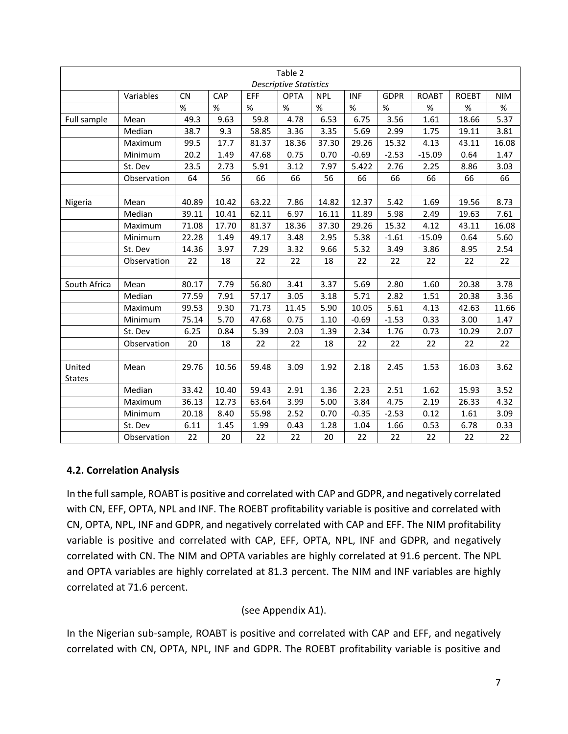| Table 2 | | | | | | | | | | | |
|---|---|---|---|---|---|---|---|---|---|---|---|
| *Descriptive Statistics* | | | | | | | | | | | |
| | Variables | CN | CAP | EFF | OPTA | NPL | INF | GDPR | ROABT | ROEBT | NIM |
| | | % | % | % | % | % | % | % | % | % | % |
| Full sample | Mean | 49.3 | 9.63 | 59.8 | 4.78 | 6.53 | 6.75 | 3.56 | 1.61 | 18.66 | 5.37 |
| | Median | 38.7 | 9.3 | 58.85 | 3.36 | 3.35 | 5.69 | 2.99 | 1.75 | 19.11 | 3.81 |
| | Maximum | 99.5 | 17.7 | 81.37 | 18.36 | 37.30 | 29.26 | 15.32 | 4.13 | 43.11 | 16.08 |
| | Minimum | 20.2 | 1.49 | 47.68 | 0.75 | 0.70 | -0.69 | -2.53 | -15.09 | 0.64 | 1.47 |
| | St. Dev | 23.5 | 2.73 | 5.91 | 3.12 | 7.97 | 5.422 | 2.76 | 2.25 | 8.86 | 3.03 |
| | Observation | 64 | 56 | 66 | 66 | 56 | 66 | 66 | 66 | 66 | 66 |
| | | | | | | | | | | | |
| Nigeria | Mean | 40.89 | 10.42 | 63.22 | 7.86 | 14.82 | 12.37 | 5.42 | 1.69 | 19.56 | 8.73 |
| | Median | 39.11 | 10.41 | 62.11 | 6.97 | 16.11 | 11.89 | 5.98 | 2.49 | 19.63 | 7.61 |
| | Maximum | 71.08 | 17.70 | 81.37 | 18.36 | 37.30 | 29.26 | 15.32 | 4.12 | 43.11 | 16.08 |
| | Minimum | 22.28 | 1.49 | 49.17 | 3.48 | 2.95 | 5.38 | -1.61 | -15.09 | 0.64 | 5.60 |
| | St. Dev | 14.36 | 3.97 | 7.29 | 3.32 | 9.66 | 5.32 | 3.49 | 3.86 | 8.95 | 2.54 |
| | Observation | 22 | 18 | 22 | 22 | 18 | 22 | 22 | 22 | 22 | 22 |
| | | | | | | | | | | | |
| South Africa | Mean | 80.17 | 7.79 | 56.80 | 3.41 | 3.37 | 5.69 | 2.80 | 1.60 | 20.38 | 3.78 |
| | Median | 77.59 | 7.91 | 57.17 | 3.05 | 3.18 | 5.71 | 2.82 | 1.51 | 20.38 | 3.36 |
| | Maximum | 99.53 | 9.30 | 71.73 | 11.45 | 5.90 | 10.05 | 5.61 | 4.13 | 42.63 | 11.66 |
| | Minimum | 75.14 | 5.70 | 47.68 | 0.75 | 1.10 | -0.69 | -1.53 | 0.33 | 3.00 | 1.47 |
| | St. Dev | 6.25 | 0.84 | 5.39 | 2.03 | 1.39 | 2.34 | 1.76 | 0.73 | 10.29 | 2.07 |
| | Observation | 20 | 18 | 22 | 22 | 18 | 22 | 22 | 22 | 22 | 22 |
| | | | | | | | | | | | |
| United States | Mean | 29.76 | 10.56 | 59.48 | 3.09 | 1.92 | 2.18 | 2.45 | 1.53 | 16.03 | 3.62 |
| | Median | 33.42 | 10.40 | 59.43 | 2.91 | 1.36 | 2.23 | 2.51 | 1.62 | 15.93 | 3.52 |
| | Maximum | 36.13 | 12.73 | 63.64 | 3.99 | 5.00 | 3.84 | 4.75 | 2.19 | 26.33 | 4.32 |
| | Minimum | 20.18 | 8.40 | 55.98 | 2.52 | 0.70 | -0.35 | -2.53 | 0.12 | 1.61 | 3.09 |
| | St. Dev | 6.11 | 1.45 | 1.99 | 0.43 | 1.28 | 1.04 | 1.66 | 0.53 | 6.78 | 0.33 |
| | Observation | 22 | 20 | 22 | 22 | 20 | 22 | 22 | 22 | 22 | 22 |

### 4.2. Correlation Analysis

In the full sample, ROABT is positive and correlated with CAP and GDPR, and negatively correlated with CN, EFF, OPTA, NPL and INF. The ROEBT profitability variable is positive and correlated with CN, OPTA, NPL, INF and GDPR, and negatively correlated with CAP and EFF. The NIM profitability variable is positive and correlated with CAP, EFF, OPTA, NPL, INF and GDPR, and negatively correlated with CN. The NIM and OPTA variables are highly correlated at 91.6 percent. The NPL and OPTA variables are highly correlated at 81.3 percent. The NIM and INF variables are highly correlated at 71.6 percent.

(see Appendix A1).

In the Nigerian sub-sample, ROABT is positive and correlated with CAP and EFF, and negatively correlated with CN, OPTA, NPL, INF and GDPR. The ROEBT profitability variable is positive and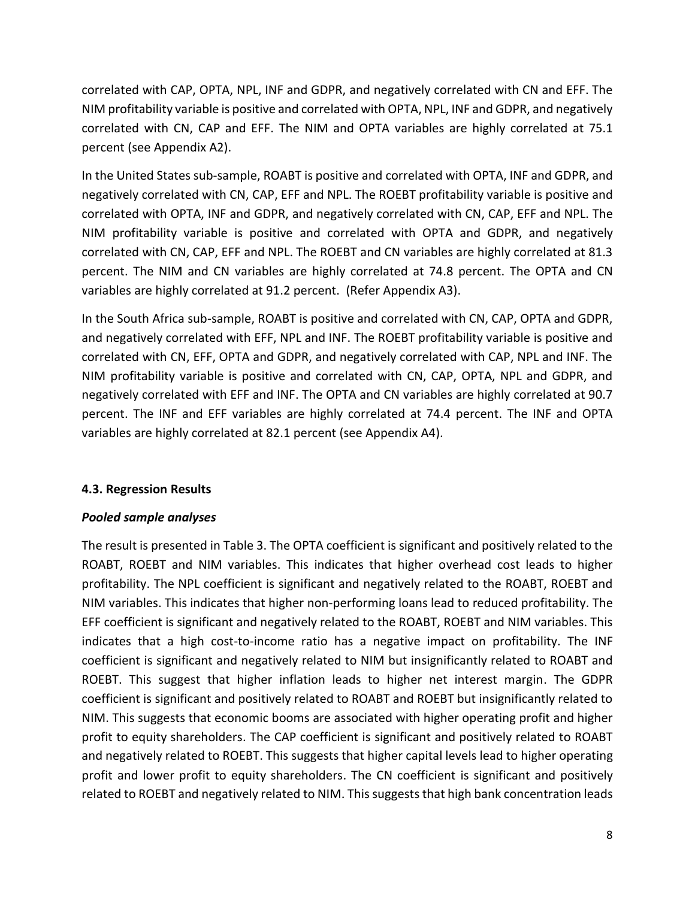correlated with CAP, OPTA, NPL, INF and GDPR, and negatively correlated with CN and EFF. The NIM profitability variable is positive and correlated with OPTA, NPL, INF and GDPR, and negatively correlated with CN, CAP and EFF. The NIM and OPTA variables are highly correlated at 75.1 percent (see Appendix A2).

In the United States sub-sample, ROABT is positive and correlated with OPTA, INF and GDPR, and negatively correlated with CN, CAP, EFF and NPL. The ROEBT profitability variable is positive and correlated with OPTA, INF and GDPR, and negatively correlated with CN, CAP, EFF and NPL. The NIM profitability variable is positive and correlated with OPTA and GDPR, and negatively correlated with CN, CAP, EFF and NPL. The ROEBT and CN variables are highly correlated at 81.3 percent. The NIM and CN variables are highly correlated at 74.8 percent. The OPTA and CN variables are highly correlated at 91.2 percent. (Refer Appendix A3).

In the South Africa sub-sample, ROABT is positive and correlated with CN, CAP, OPTA and GDPR, and negatively correlated with EFF, NPL and INF. The ROEBT profitability variable is positive and correlated with CN, EFF, OPTA and GDPR, and negatively correlated with CAP, NPL and INF. The NIM profitability variable is positive and correlated with CN, CAP, OPTA, NPL and GDPR, and negatively correlated with EFF and INF. The OPTA and CN variables are highly correlated at 90.7 percent. The INF and EFF variables are highly correlated at 74.4 percent. The INF and OPTA variables are highly correlated at 82.1 percent (see Appendix A4).

### 4.3. Regression Results

***Pooled sample analyses***

The result is presented in Table 3. The OPTA coefficient is significant and positively related to the ROABT, ROEBT and NIM variables. This indicates that higher overhead cost leads to higher profitability. The NPL coefficient is significant and negatively related to the ROABT, ROEBT and NIM variables. This indicates that higher non-performing loans lead to reduced profitability. The EFF coefficient is significant and negatively related to the ROABT, ROEBT and NIM variables. This indicates that a high cost-to-income ratio has a negative impact on profitability. The INF coefficient is significant and negatively related to NIM but insignificantly related to ROABT and ROEBT. This suggest that higher inflation leads to higher net interest margin. The GDPR coefficient is significant and positively related to ROABT and ROEBT but insignificantly related to NIM. This suggests that economic booms are associated with higher operating profit and higher profit to equity shareholders. The CAP coefficient is significant and positively related to ROABT and negatively related to ROEBT. This suggests that higher capital levels lead to higher operating profit and lower profit to equity shareholders. The CN coefficient is significant and positively related to ROEBT and negatively related to NIM. This suggests that high bank concentration leads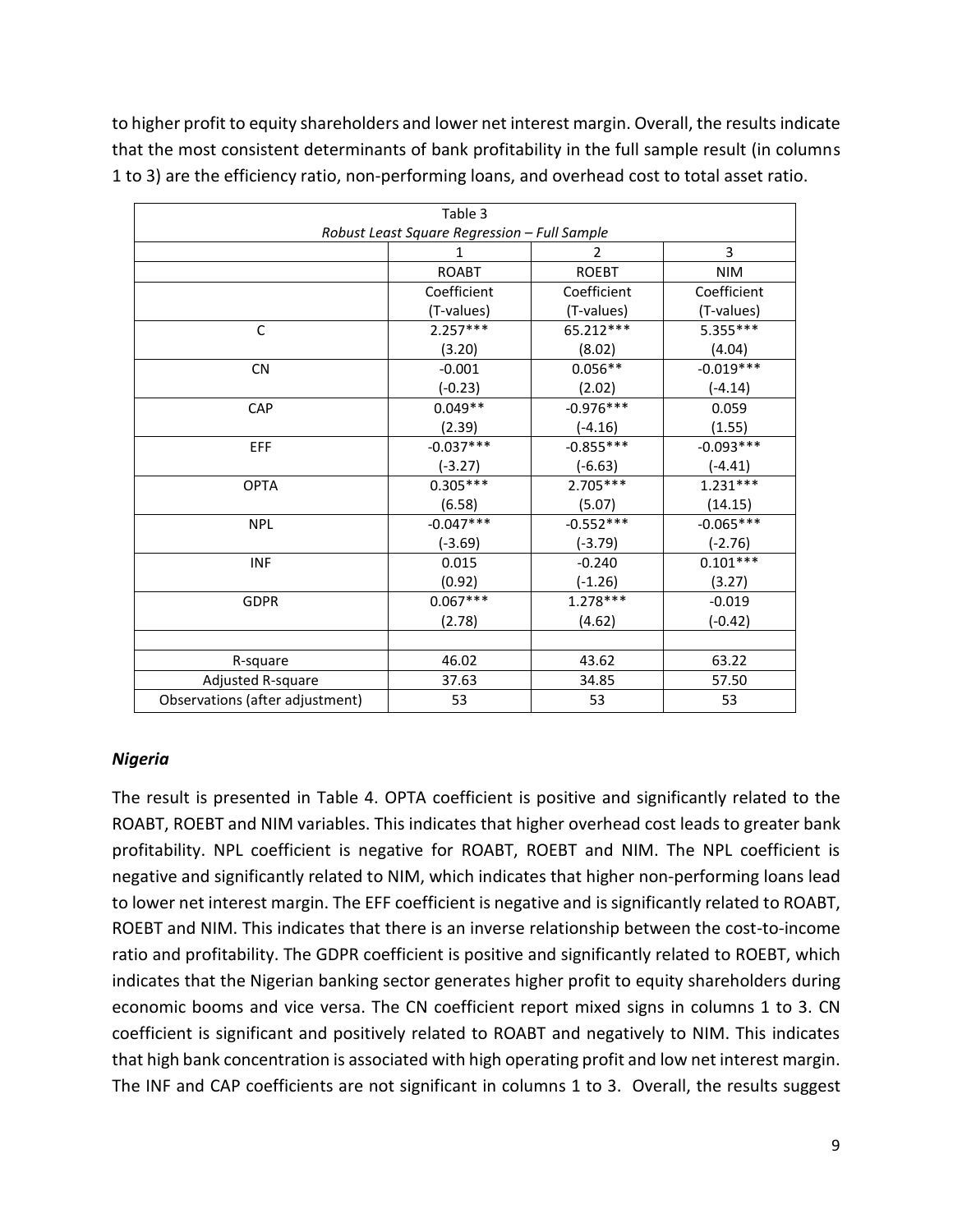to higher profit to equity shareholders and lower net interest margin. Overall, the results indicate that the most consistent determinants of bank profitability in the full sample result (in columns 1 to 3) are the efficiency ratio, non-performing loans, and overhead cost to total asset ratio.

| Table 3<br>*Robust Least Square Regression – Full Sample* | | | |
|---|---|---|---|
| | 1 | 2 | 3 |
| | ROABT | ROEBT | NIM |
| | Coefficient<br>(T-values) | Coefficient<br>(T-values) | Coefficient<br>(T-values) |
| C | 2.257***<br>(3.20) | 65.212***<br>(8.02) | 5.355***<br>(4.04) |
| CN | -0.001<br>(-0.23) | 0.056**<br>(2.02) | -0.019***<br>(-4.14) |
| CAP | 0.049**<br>(2.39) | -0.976***<br>(-4.16) | 0.059<br>(1.55) |
| EFF | -0.037***<br>(-3.27) | -0.855***<br>(-6.63) | -0.093***<br>(-4.41) |
| OPTA | 0.305***<br>(6.58) | 2.705***<br>(5.07) | 1.231***<br>(14.15) |
| NPL | -0.047***<br>(-3.69) | -0.552***<br>(-3.79) | -0.065***<br>(-2.76) |
| INF | 0.015<br>(0.92) | -0.240<br>(-1.26) | 0.101***<br>(3.27) |
| GDPR | 0.067***<br>(2.78) | 1.278***<br>(4.62) | -0.019<br>(-0.42) |
| | | | |
| R-square | 46.02 | 43.62 | 63.22 |
| Adjusted R-square | 37.63 | 34.85 | 57.50 |
| Observations (after adjustment) | 53 | 53 | 53 |

### *Nigeria*

The result is presented in Table 4. OPTA coefficient is positive and significantly related to the ROABT, ROEBT and NIM variables. This indicates that higher overhead cost leads to greater bank profitability. NPL coefficient is negative for ROABT, ROEBT and NIM. The NPL coefficient is negative and significantly related to NIM, which indicates that higher non-performing loans lead to lower net interest margin. The EFF coefficient is negative and is significantly related to ROABT, ROEBT and NIM. This indicates that there is an inverse relationship between the cost-to-income ratio and profitability. The GDPR coefficient is positive and significantly related to ROEBT, which indicates that the Nigerian banking sector generates higher profit to equity shareholders during economic booms and vice versa. The CN coefficient report mixed signs in columns 1 to 3. CN coefficient is significant and positively related to ROABT and negatively to NIM. This indicates that high bank concentration is associated with high operating profit and low net interest margin. The INF and CAP coefficients are not significant in columns 1 to 3. Overall, the results suggest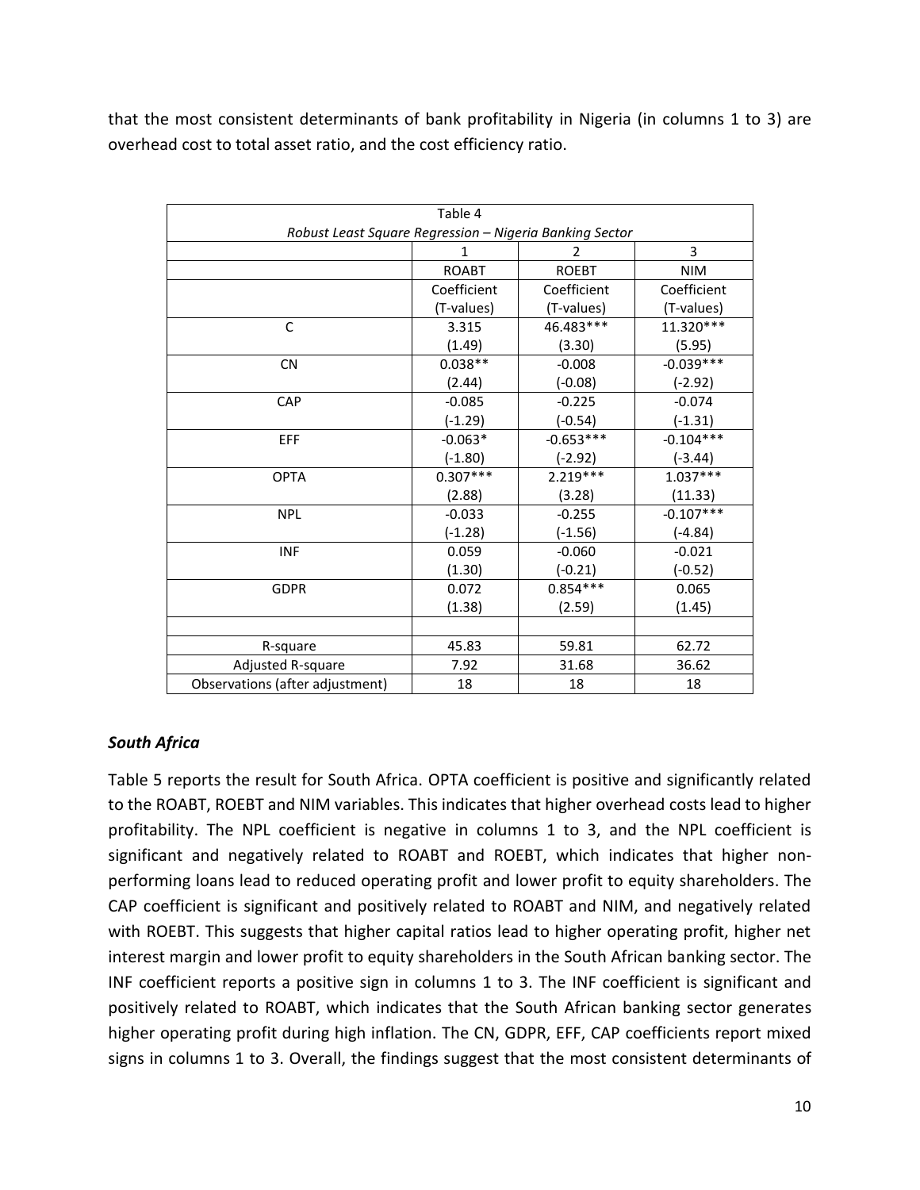that the most consistent determinants of bank profitability in Nigeria (in columns 1 to 3) are overhead cost to total asset ratio, and the cost efficiency ratio.

Table 4

*Robust Least Square Regression – Nigeria Banking Sector*

| | 1 | 2 | 3 |
|---|---|---|---|
| | ROABT | ROEBT | NIM |
| | Coefficient (T-values) | Coefficient (T-values) | Coefficient (T-values) |
| C | 3.315 (1.49) | 46.483*** (3.30) | 11.320*** (5.95) |
| CN | 0.038** (2.44) | -0.008 (-0.08) | -0.039*** (-2.92) |
| CAP | -0.085 (-1.29) | -0.225 (-0.54) | -0.074 (-1.31) |
| EFF | -0.063* (-1.80) | -0.653*** (-2.92) | -0.104*** (-3.44) |
| OPTA | 0.307*** (2.88) | 2.219*** (3.28) | 1.037*** (11.33) |
| NPL | -0.033 (-1.28) | -0.255 (-1.56) | -0.107*** (-4.84) |
| INF | 0.059 (1.30) | -0.060 (-0.21) | -0.021 (-0.52) |
| GDPR | 0.072 (1.38) | 0.854*** (2.59) | 0.065 (1.45) |
| | | | |
| R-square | 45.83 | 59.81 | 62.72 |
| Adjusted R-square | 7.92 | 31.68 | 36.62 |
| Observations (after adjustment) | 18 | 18 | 18 |

### *South Africa*

Table 5 reports the result for South Africa. OPTA coefficient is positive and significantly related to the ROABT, ROEBT and NIM variables. This indicates that higher overhead costs lead to higher profitability. The NPL coefficient is negative in columns 1 to 3, and the NPL coefficient is significant and negatively related to ROABT and ROEBT, which indicates that higher non-performing loans lead to reduced operating profit and lower profit to equity shareholders. The CAP coefficient is significant and positively related to ROABT and NIM, and negatively related with ROEBT. This suggests that higher capital ratios lead to higher operating profit, higher net interest margin and lower profit to equity shareholders in the South African banking sector. The INF coefficient reports a positive sign in columns 1 to 3. The INF coefficient is significant and positively related to ROABT, which indicates that the South African banking sector generates higher operating profit during high inflation. The CN, GDPR, EFF, CAP coefficients report mixed signs in columns 1 to 3. Overall, the findings suggest that the most consistent determinants of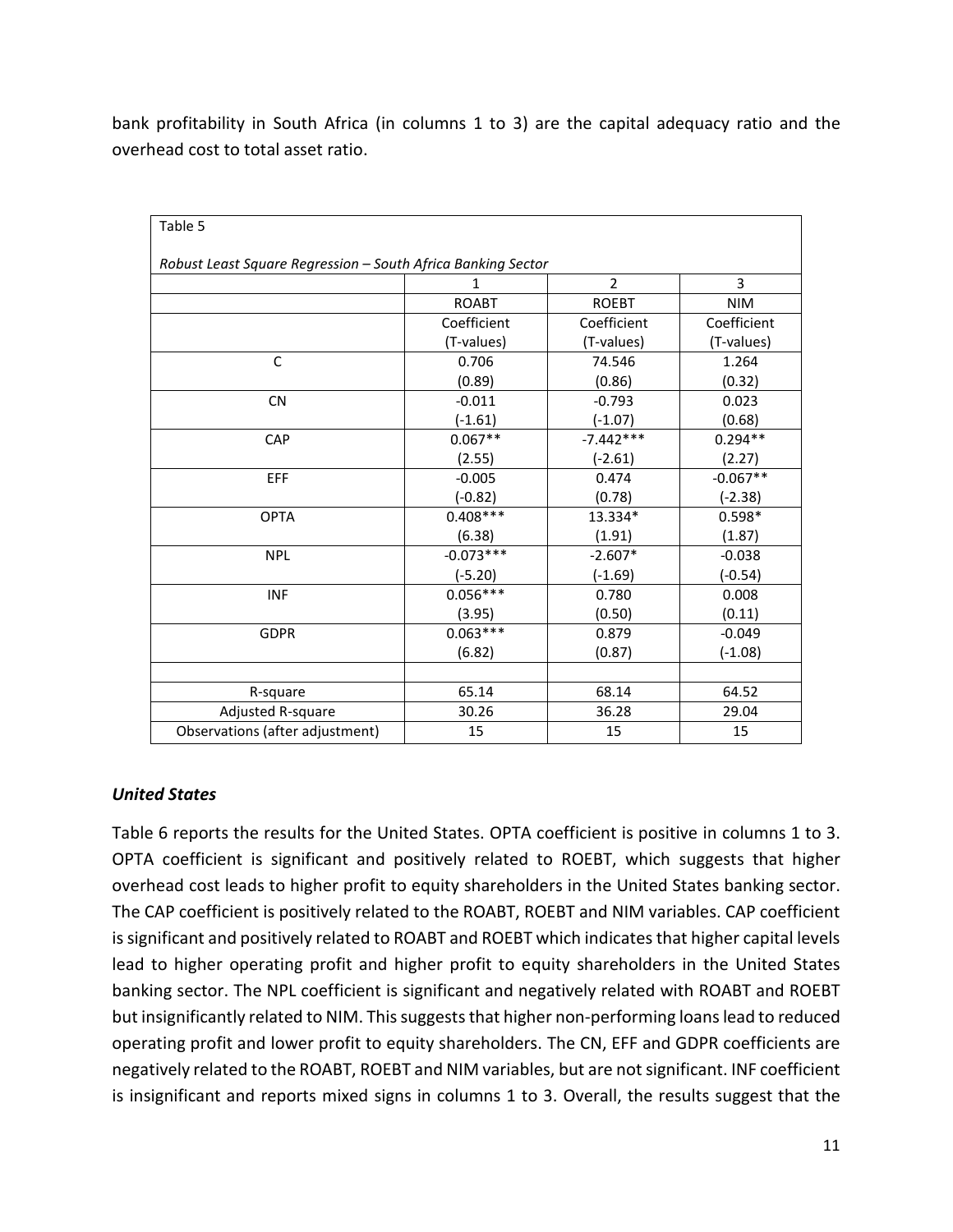bank profitability in South Africa (in columns 1 to 3) are the capital adequacy ratio and the overhead cost to total asset ratio.

Table 5

*Robust Least Square Regression – South Africa Banking Sector*

| | 1 | 2 | 3 |
|---|---|---|---|
| | ROABT | ROEBT | NIM |
| | Coefficient (T-values) | Coefficient (T-values) | Coefficient (T-values) |
| C | 0.706 | 74.546 | 1.264 |
| | (0.89) | (0.86) | (0.32) |
| CN | -0.011 | -0.793 | 0.023 |
| | (-1.61) | (-1.07) | (0.68) |
| CAP | 0.067** | -7.442*** | 0.294** |
| | (2.55) | (-2.61) | (2.27) |
| EFF | -0.005 | 0.474 | -0.067** |
| | (-0.82) | (0.78) | (-2.38) |
| OPTA | 0.408*** | 13.334* | 0.598* |
| | (6.38) | (1.91) | (1.87) |
| NPL | -0.073*** | -2.607* | -0.038 |
| | (-5.20) | (-1.69) | (-0.54) |
| INF | 0.056*** | 0.780 | 0.008 |
| | (3.95) | (0.50) | (0.11) |
| GDPR | 0.063*** | 0.879 | -0.049 |
| | (6.82) | (0.87) | (-1.08) |
| | | | |
| R-square | 65.14 | 68.14 | 64.52 |
| Adjusted R-square | 30.26 | 36.28 | 29.04 |
| Observations (after adjustment) | 15 | 15 | 15 |

### *United States*

Table 6 reports the results for the United States. OPTA coefficient is positive in columns 1 to 3. OPTA coefficient is significant and positively related to ROEBT, which suggests that higher overhead cost leads to higher profit to equity shareholders in the United States banking sector. The CAP coefficient is positively related to the ROABT, ROEBT and NIM variables. CAP coefficient is significant and positively related to ROABT and ROEBT which indicates that higher capital levels lead to higher operating profit and higher profit to equity shareholders in the United States banking sector. The NPL coefficient is significant and negatively related with ROABT and ROEBT but insignificantly related to NIM. This suggests that higher non-performing loans lead to reduced operating profit and lower profit to equity shareholders. The CN, EFF and GDPR coefficients are negatively related to the ROABT, ROEBT and NIM variables, but are not significant. INF coefficient is insignificant and reports mixed signs in columns 1 to 3. Overall, the results suggest that the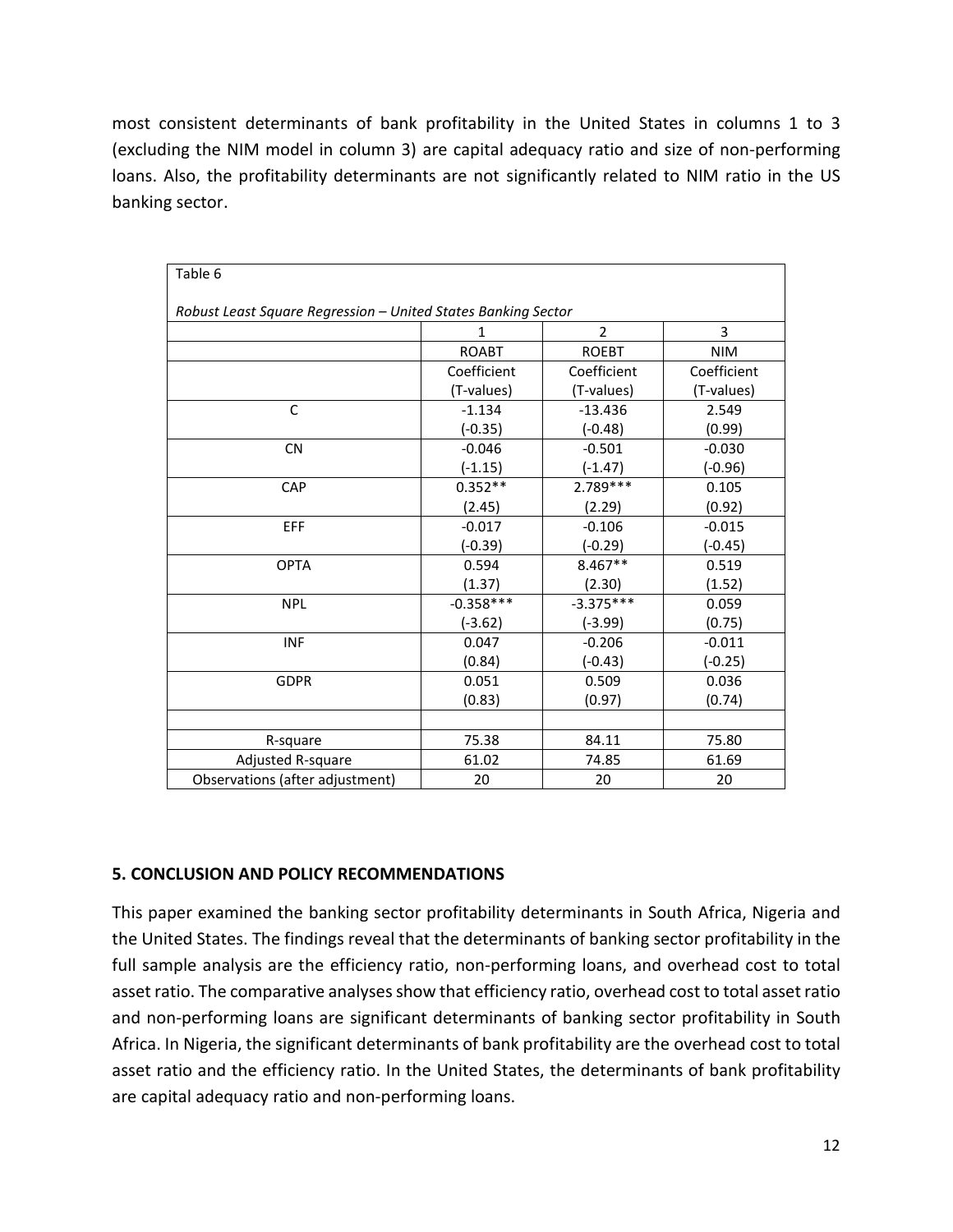most consistent determinants of bank profitability in the United States in columns 1 to 3 (excluding the NIM model in column 3) are capital adequacy ratio and size of non-performing loans. Also, the profitability determinants are not significantly related to NIM ratio in the US banking sector.

Table 6

*Robust Least Square Regression – United States Banking Sector*

| | 1 | 2 | 3 |
|---|---|---|---|
| | ROABT | ROEBT | NIM |
| | Coefficient (T-values) | Coefficient (T-values) | Coefficient (T-values) |
| C | -1.134 (-0.35) | -13.436 (-0.48) | 2.549 (0.99) |
| CN | -0.046 (-1.15) | -0.501 (-1.47) | -0.030 (-0.96) |
| CAP | 0.352** (2.45) | 2.789*** (2.29) | 0.105 (0.92) |
| EFF | -0.017 (-0.39) | -0.106 (-0.29) | -0.015 (-0.45) |
| OPTA | 0.594 (1.37) | 8.467** (2.30) | 0.519 (1.52) |
| NPL | -0.358*** (-3.62) | -3.375*** (-3.99) | 0.059 (0.75) |
| INF | 0.047 (0.84) | -0.206 (-0.43) | -0.011 (-0.25) |
| GDPR | 0.051 (0.83) | 0.509 (0.97) | 0.036 (0.74) |
| | | | |
| R-square | 75.38 | 84.11 | 75.80 |
| Adjusted R-square | 61.02 | 74.85 | 61.69 |
| Observations (after adjustment) | 20 | 20 | 20 |

## 5. CONCLUSION AND POLICY RECOMMENDATIONS

This paper examined the banking sector profitability determinants in South Africa, Nigeria and the United States. The findings reveal that the determinants of banking sector profitability in the full sample analysis are the efficiency ratio, non-performing loans, and overhead cost to total asset ratio. The comparative analyses show that efficiency ratio, overhead cost to total asset ratio and non-performing loans are significant determinants of banking sector profitability in South Africa. In Nigeria, the significant determinants of bank profitability are the overhead cost to total asset ratio and the efficiency ratio. In the United States, the determinants of bank profitability are capital adequacy ratio and non-performing loans.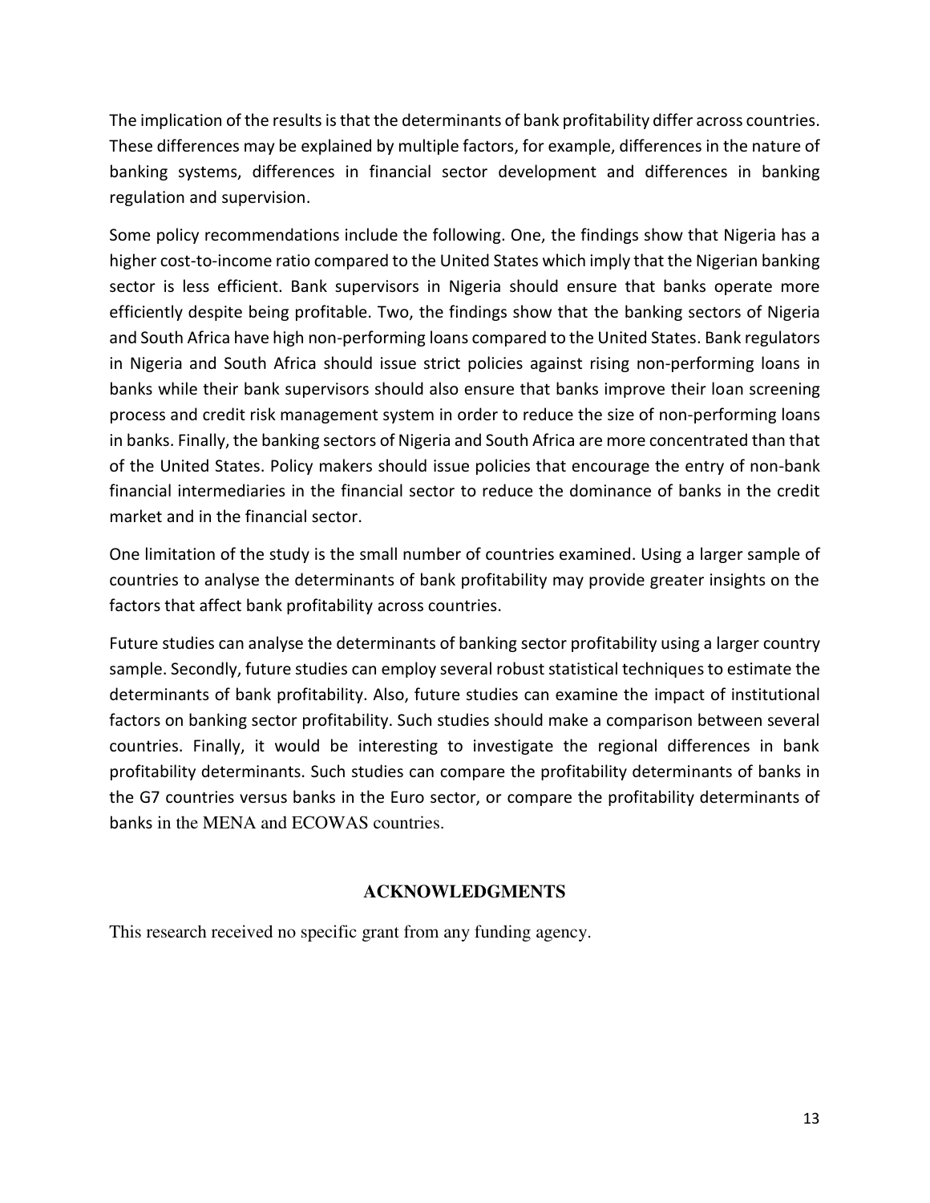The implication of the results is that the determinants of bank profitability differ across countries. These differences may be explained by multiple factors, for example, differences in the nature of banking systems, differences in financial sector development and differences in banking regulation and supervision.

Some policy recommendations include the following. One, the findings show that Nigeria has a higher cost-to-income ratio compared to the United States which imply that the Nigerian banking sector is less efficient. Bank supervisors in Nigeria should ensure that banks operate more efficiently despite being profitable. Two, the findings show that the banking sectors of Nigeria and South Africa have high non-performing loans compared to the United States. Bank regulators in Nigeria and South Africa should issue strict policies against rising non-performing loans in banks while their bank supervisors should also ensure that banks improve their loan screening process and credit risk management system in order to reduce the size of non-performing loans in banks. Finally, the banking sectors of Nigeria and South Africa are more concentrated than that of the United States. Policy makers should issue policies that encourage the entry of non-bank financial intermediaries in the financial sector to reduce the dominance of banks in the credit market and in the financial sector.

One limitation of the study is the small number of countries examined. Using a larger sample of countries to analyse the determinants of bank profitability may provide greater insights on the factors that affect bank profitability across countries.

Future studies can analyse the determinants of banking sector profitability using a larger country sample. Secondly, future studies can employ several robust statistical techniques to estimate the determinants of bank profitability. Also, future studies can examine the impact of institutional factors on banking sector profitability. Such studies should make a comparison between several countries. Finally, it would be interesting to investigate the regional differences in bank profitability determinants. Such studies can compare the profitability determinants of banks in the G7 countries versus banks in the Euro sector, or compare the profitability determinants of banks in the MENA and ECOWAS countries.

## ACKNOWLEDGMENTS

This research received no specific grant from any funding agency.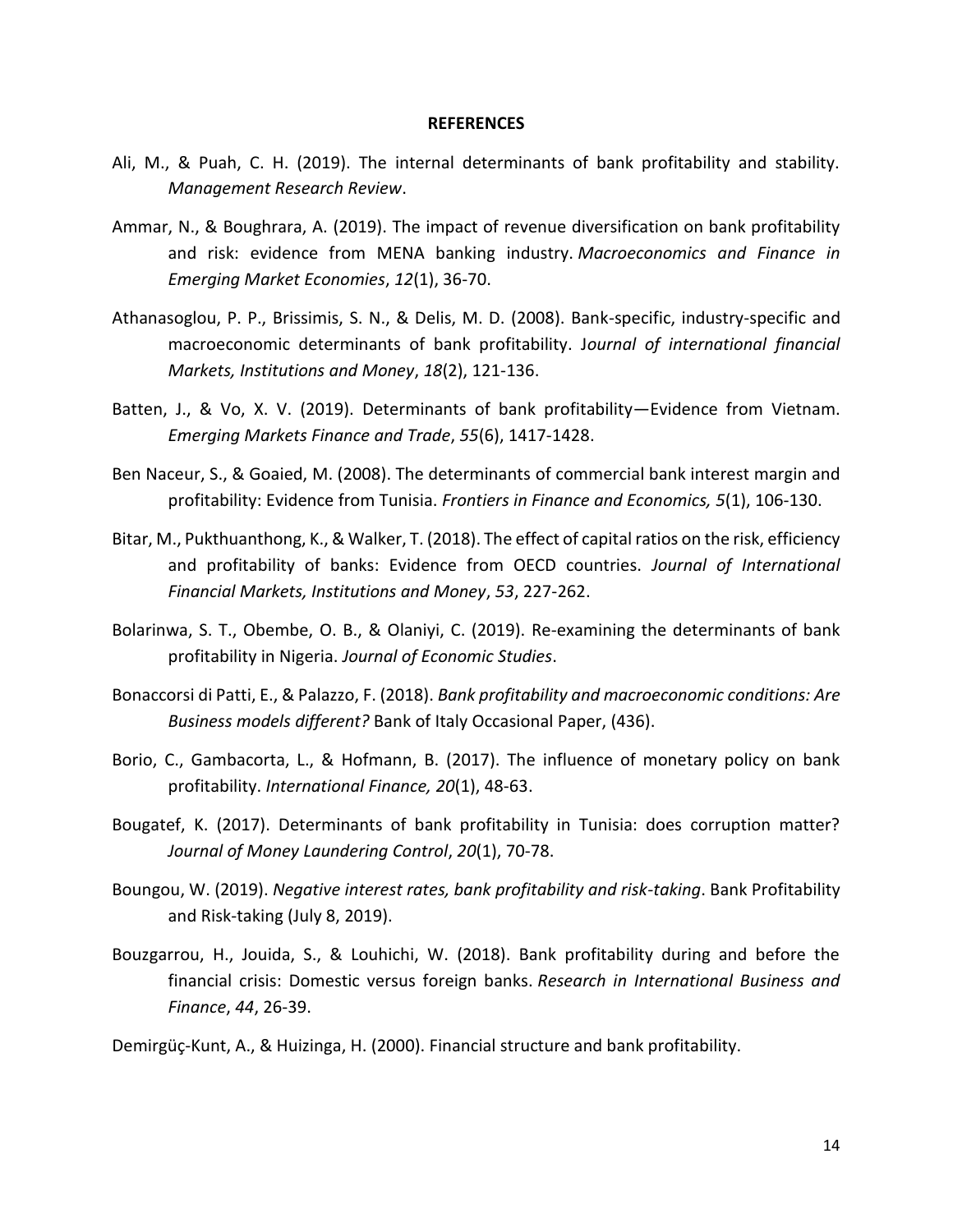## REFERENCES

Ali, M., & Puah, C. H. (2019). The internal determinants of bank profitability and stability. *Management Research Review*.

Ammar, N., & Boughrara, A. (2019). The impact of revenue diversification on bank profitability and risk: evidence from MENA banking industry. *Macroeconomics and Finance in Emerging Market Economies*, *12*(1), 36-70.

Athanasoglou, P. P., Brissimis, S. N., & Delis, M. D. (2008). Bank-specific, industry-specific and macroeconomic determinants of bank profitability. J*ournal of international financial Markets, Institutions and Money*, *18*(2), 121-136.

Batten, J., & Vo, X. V. (2019). Determinants of bank profitability—Evidence from Vietnam. *Emerging Markets Finance and Trade*, *55*(6), 1417-1428.

Ben Naceur, S., & Goaied, M. (2008). The determinants of commercial bank interest margin and profitability: Evidence from Tunisia. *Frontiers in Finance and Economics, 5*(1), 106-130.

Bitar, M., Pukthuanthong, K., & Walker, T. (2018). The effect of capital ratios on the risk, efficiency and profitability of banks: Evidence from OECD countries. *Journal of International Financial Markets, Institutions and Money*, *53*, 227-262.

Bolarinwa, S. T., Obembe, O. B., & Olaniyi, C. (2019). Re-examining the determinants of bank profitability in Nigeria. *Journal of Economic Studies*.

Bonaccorsi di Patti, E., & Palazzo, F. (2018). *Bank profitability and macroeconomic conditions: Are Business models different?* Bank of Italy Occasional Paper, (436).

Borio, C., Gambacorta, L., & Hofmann, B. (2017). The influence of monetary policy on bank profitability. *International Finance, 20*(1), 48-63.

Bougatef, K. (2017). Determinants of bank profitability in Tunisia: does corruption matter? *Journal of Money Laundering Control*, *20*(1), 70-78.

Boungou, W. (2019). *Negative interest rates, bank profitability and risk-taking*. Bank Profitability and Risk-taking (July 8, 2019).

Bouzgarrou, H., Jouida, S., & Louhichi, W. (2018). Bank profitability during and before the financial crisis: Domestic versus foreign banks. *Research in International Business and Finance*, *44*, 26-39.

Demirgüç-Kunt, A., & Huizinga, H. (2000). Financial structure and bank profitability.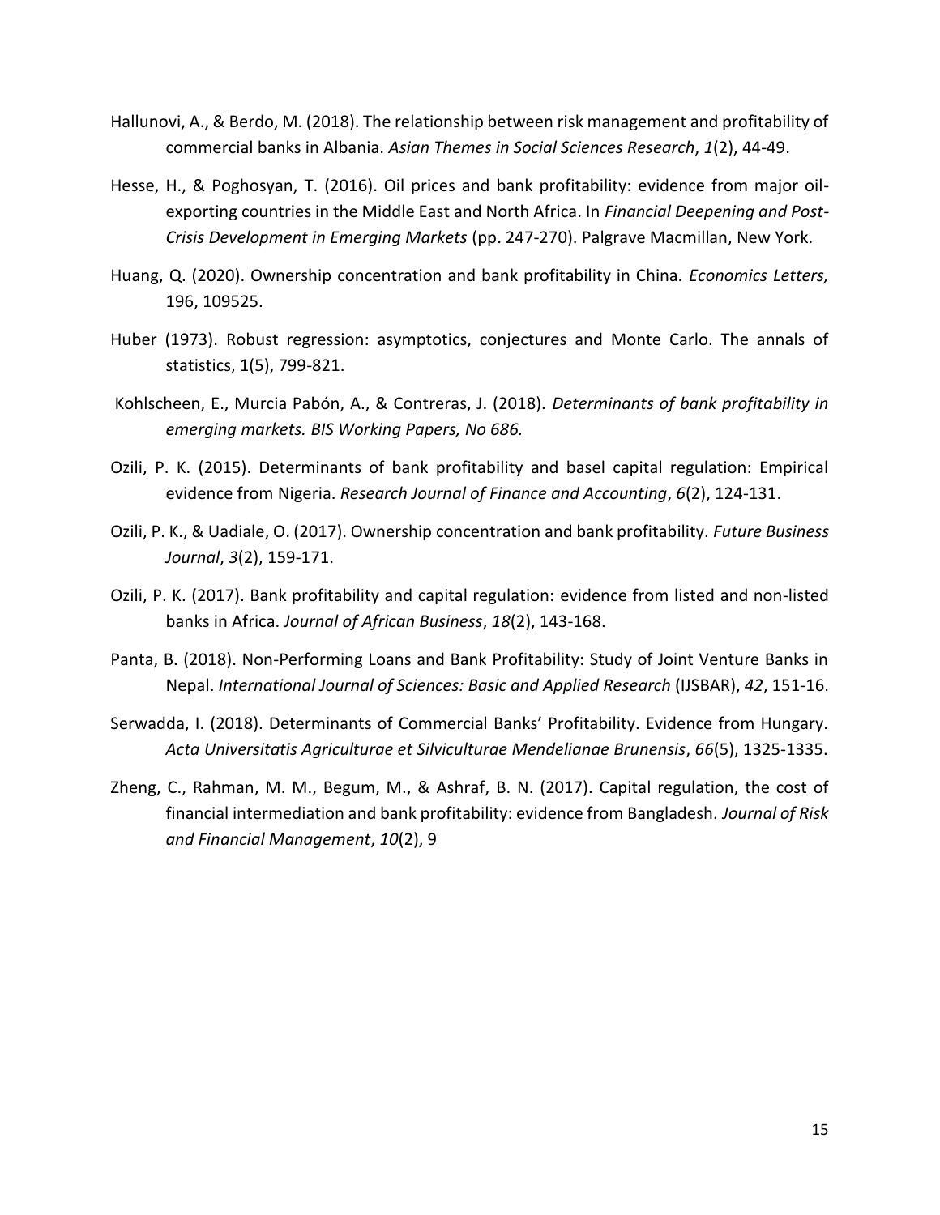Hallunovi, A., & Berdo, M. (2018). The relationship between risk management and profitability of commercial banks in Albania. *Asian Themes in Social Sciences Research*, *1*(2), 44-49.

Hesse, H., & Poghosyan, T. (2016). Oil prices and bank profitability: evidence from major oil-exporting countries in the Middle East and North Africa. In *Financial Deepening and Post-Crisis Development in Emerging Markets* (pp. 247-270). Palgrave Macmillan, New York.

Huang, Q. (2020). Ownership concentration and bank profitability in China. *Economics Letters,* 196, 109525.

Huber (1973). Robust regression: asymptotics, conjectures and Monte Carlo. The annals of statistics, 1(5), 799-821.

Kohlscheen, E., Murcia Pabón, A., & Contreras, J. (2018). *Determinants of bank profitability in emerging markets. BIS Working Papers, No 686.*

Ozili, P. K. (2015). Determinants of bank profitability and basel capital regulation: Empirical evidence from Nigeria. *Research Journal of Finance and Accounting*, *6*(2), 124-131.

Ozili, P. K., & Uadiale, O. (2017). Ownership concentration and bank profitability. *Future Business Journal*, *3*(2), 159-171.

Ozili, P. K. (2017). Bank profitability and capital regulation: evidence from listed and non-listed banks in Africa. *Journal of African Business*, *18*(2), 143-168.

Panta, B. (2018). Non-Performing Loans and Bank Profitability: Study of Joint Venture Banks in Nepal. *International Journal of Sciences: Basic and Applied Research* (IJSBAR), *42*, 151-16.

Serwadda, I. (2018). Determinants of Commercial Banks' Profitability. Evidence from Hungary. *Acta Universitatis Agriculturae et Silviculturae Mendelianae Brunensis*, *66*(5), 1325-1335.

Zheng, C., Rahman, M. M., Begum, M., & Ashraf, B. N. (2017). Capital regulation, the cost of financial intermediation and bank profitability: evidence from Bangladesh. *Journal of Risk and Financial Management*, *10*(2), 9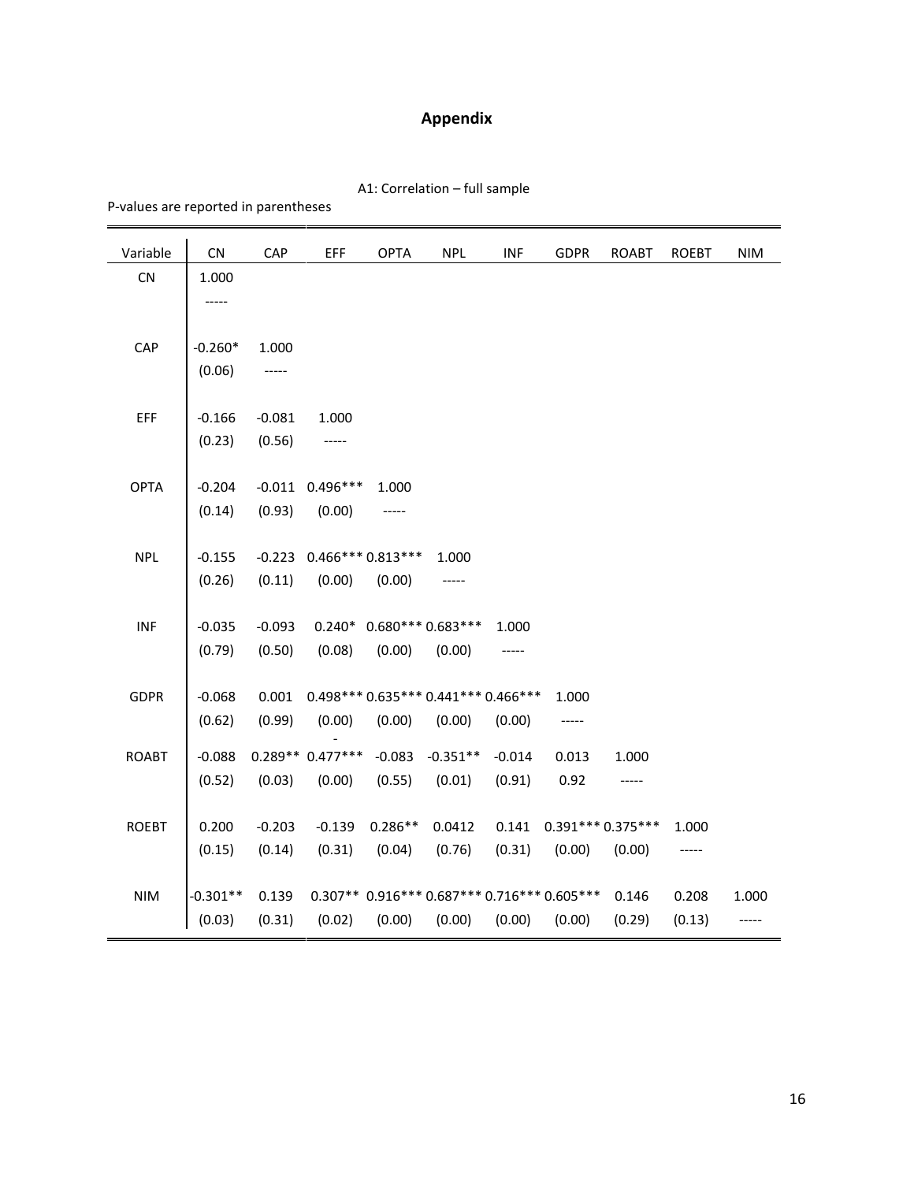# Appendix

A1: Correlation – full sample

P-values are reported in parentheses

| Variable | CN | CAP | EFF | OPTA | NPL | INF | GDPR | ROABT | ROEBT | NIM |
|---|---|---|---|---|---|---|---|---|---|---|
| CN | 1.000 | | | | | | | | | |
| | ----- | | | | | | | | | |
| CAP | -0.260* | 1.000 | | | | | | | | |
| | (0.06) | ----- | | | | | | | | |
| EFF | -0.166 | -0.081 | 1.000 | | | | | | | |
| | (0.23) | (0.56) | ----- | | | | | | | |
| OPTA | -0.204 | -0.011 | 0.496*** | 1.000 | | | | | | |
| | (0.14) | (0.93) | (0.00) | ----- | | | | | | |
| NPL | -0.155 | -0.223 | 0.466*** | 0.813*** | 1.000 | | | | | |
| | (0.26) | (0.11) | (0.00) | (0.00) | ----- | | | | | |
| INF | -0.035 | -0.093 | 0.240* | 0.680*** | 0.683*** | 1.000 | | | | |
| | (0.79) | (0.50) | (0.08) | (0.00) | (0.00) | ----- | | | | |
| GDPR | -0.068 | 0.001 | 0.498*** | 0.635*** | 0.441*** | 0.466*** | 1.000 | | | |
| | (0.62) | (0.99) | (0.00) | (0.00) | (0.00) | (0.00) | ----- | | | |
| ROABT | -0.088 | 0.289** | -0.477*** | -0.083 | -0.351** | -0.014 | 0.013 | 1.000 | | |
| | (0.52) | (0.03) | (0.00) | (0.55) | (0.01) | (0.91) | 0.92 | ----- | | |
| ROEBT | 0.200 | -0.203 | -0.139 | 0.286** | 0.0412 | 0.141 | 0.391*** | 0.375*** | 1.000 | |
| | (0.15) | (0.14) | (0.31) | (0.04) | (0.76) | (0.31) | (0.00) | (0.00) | ----- | |
| NIM | -0.301** | 0.139 | 0.307** | 0.916*** | 0.687*** | 0.716*** | 0.605*** | 0.146 | 0.208 | 1.000 |
| | (0.03) | (0.31) | (0.02) | (0.00) | (0.00) | (0.00) | (0.00) | (0.29) | (0.13) | ----- |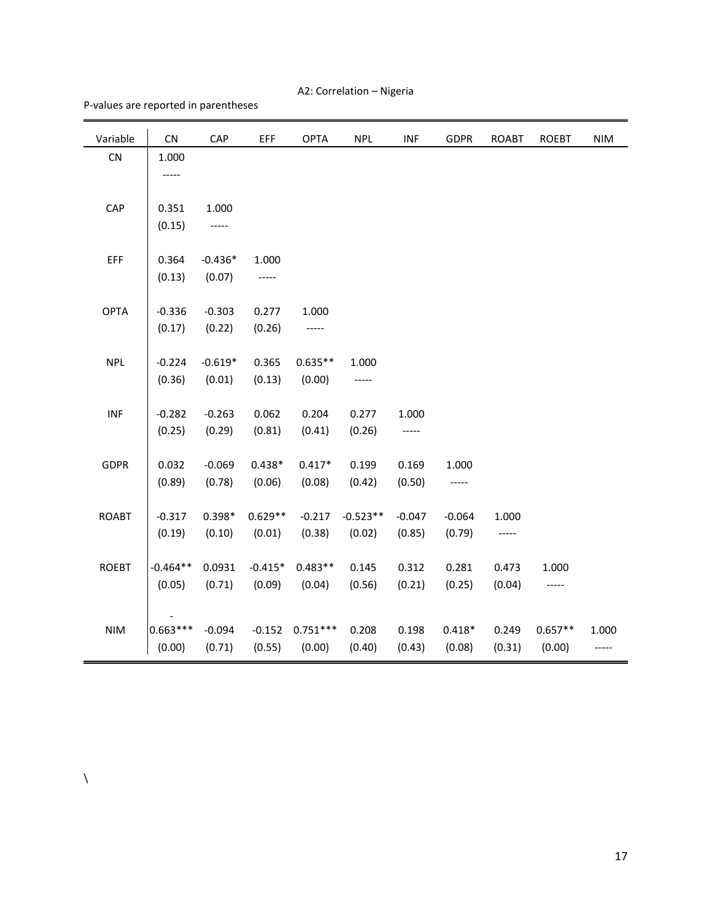A2: Correlation – Nigeria

P-values are reported in parentheses

| Variable | CN | CAP | EFF | OPTA | NPL | INF | GDPR | ROABT | ROEBT | NIM |
|---|---|---|---|---|---|---|---|---|---|---|
| CN | 1.000 | | | | | | | | | |
| | ----- | | | | | | | | | |
| CAP | 0.351 | 1.000 | | | | | | | | |
| | (0.15) | ----- | | | | | | | | |
| EFF | 0.364 | -0.436* | 1.000 | | | | | | | |
| | (0.13) | (0.07) | ----- | | | | | | | |
| OPTA | -0.336 | -0.303 | 0.277 | 1.000 | | | | | | |
| | (0.17) | (0.22) | (0.26) | ----- | | | | | | |
| NPL | -0.224 | -0.619* | 0.365 | 0.635** | 1.000 | | | | | |
| | (0.36) | (0.01) | (0.13) | (0.00) | ----- | | | | | |
| INF | -0.282 | -0.263 | 0.062 | 0.204 | 0.277 | 1.000 | | | | |
| | (0.25) | (0.29) | (0.81) | (0.41) | (0.26) | ----- | | | | |
| GDPR | 0.032 | -0.069 | 0.438* | 0.417* | 0.199 | 0.169 | 1.000 | | | |
| | (0.89) | (0.78) | (0.06) | (0.08) | (0.42) | (0.50) | ----- | | | |
| ROABT | -0.317 | 0.398* | 0.629** | -0.217 | -0.523** | -0.047 | -0.064 | 1.000 | | |
| | (0.19) | (0.10) | (0.01) | (0.38) | (0.02) | (0.85) | (0.79) | ----- | | |
| ROEBT | -0.464** | 0.0931 | -0.415* | 0.483** | 0.145 | 0.312 | 0.281 | 0.473 | 1.000 | |
| | (0.05) | (0.71) | (0.09) | (0.04) | (0.56) | (0.21) | (0.25) | (0.04) | ----- | |
| NIM | -0.663*** | -0.094 | -0.152 | 0.751*** | 0.208 | 0.198 | 0.418* | 0.249 | 0.657** | 1.000 |
| | (0.00) | (0.71) | (0.55) | (0.00) | (0.40) | (0.43) | (0.08) | (0.31) | (0.00) | ----- |

\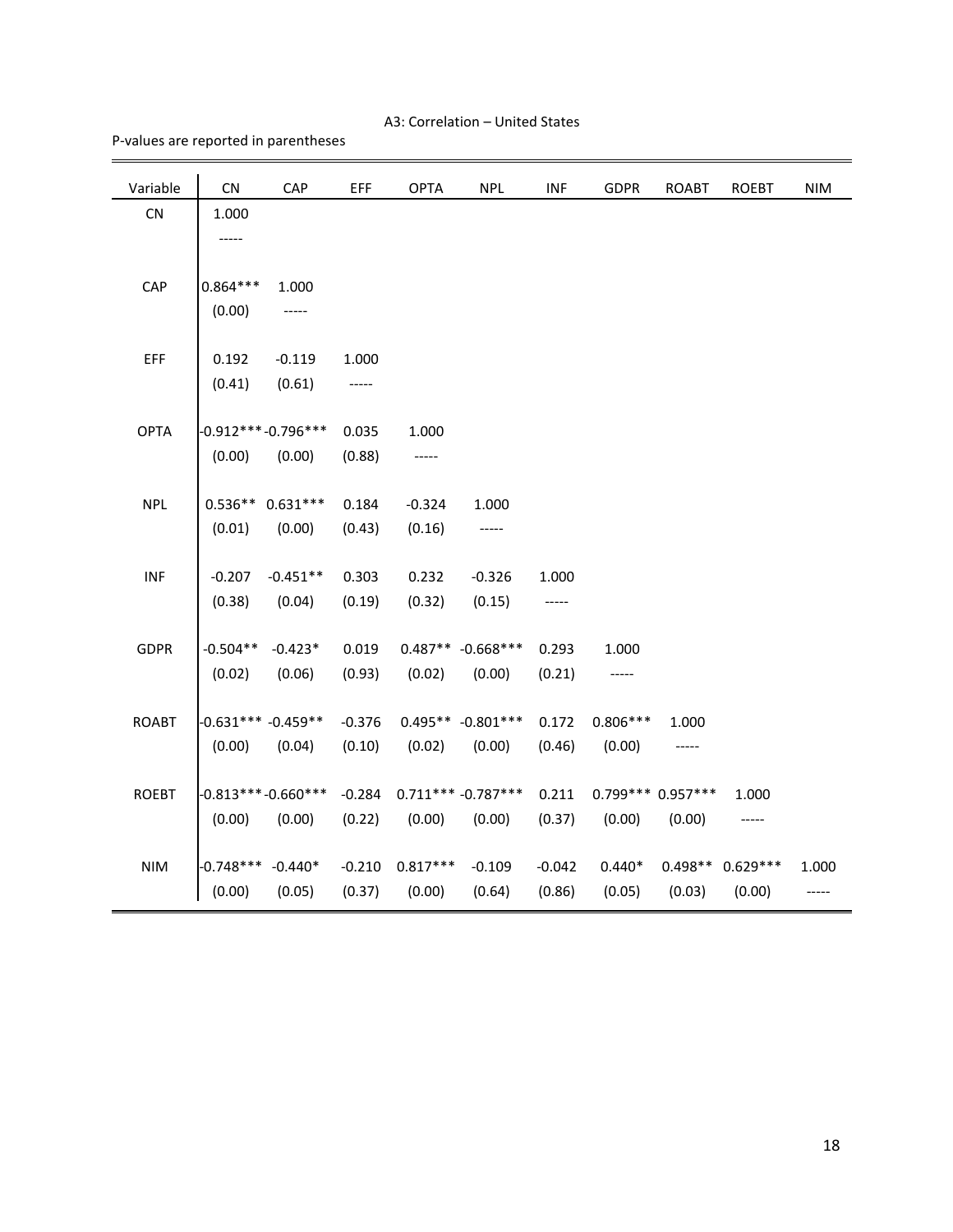A3: Correlation – United States

P-values are reported in parentheses

| Variable | CN | CAP | EFF | OPTA | NPL | INF | GDPR | ROABT | ROEBT | NIM |
|---|---|---|---|---|---|---|---|---|---|---|
| CN | 1.000 | | | | | | | | | |
| | ----- | | | | | | | | | |
| CAP | 0.864*** | 1.000 | | | | | | | | |
| | (0.00) | ----- | | | | | | | | |
| EFF | 0.192 | -0.119 | 1.000 | | | | | | | |
| | (0.41) | (0.61) | ----- | | | | | | | |
| OPTA | -0.912*** | -0.796*** | 0.035 | 1.000 | | | | | | |
| | (0.00) | (0.00) | (0.88) | ----- | | | | | | |
| NPL | 0.536** | 0.631*** | 0.184 | -0.324 | 1.000 | | | | | |
| | (0.01) | (0.00) | (0.43) | (0.16) | ----- | | | | | |
| INF | -0.207 | -0.451** | 0.303 | 0.232 | -0.326 | 1.000 | | | | |
| | (0.38) | (0.04) | (0.19) | (0.32) | (0.15) | ----- | | | | |
| GDPR | -0.504** | -0.423* | 0.019 | 0.487** | -0.668*** | 0.293 | 1.000 | | | |
| | (0.02) | (0.06) | (0.93) | (0.02) | (0.00) | (0.21) | ----- | | | |
| ROABT | -0.631*** | -0.459** | -0.376 | 0.495** | -0.801*** | 0.172 | 0.806*** | 1.000 | | |
| | (0.00) | (0.04) | (0.10) | (0.02) | (0.00) | (0.46) | (0.00) | ----- | | |
| ROEBT | -0.813*** | -0.660*** | -0.284 | 0.711*** | -0.787*** | 0.211 | 0.799*** | 0.957*** | 1.000 | |
| | (0.00) | (0.00) | (0.22) | (0.00) | (0.00) | (0.37) | (0.00) | (0.00) | ----- | |
| NIM | -0.748*** | -0.440* | -0.210 | 0.817*** | -0.109 | -0.042 | 0.440* | 0.498** | 0.629*** | 1.000 |
| | (0.00) | (0.05) | (0.37) | (0.00) | (0.64) | (0.86) | (0.05) | (0.03) | (0.00) | ----- |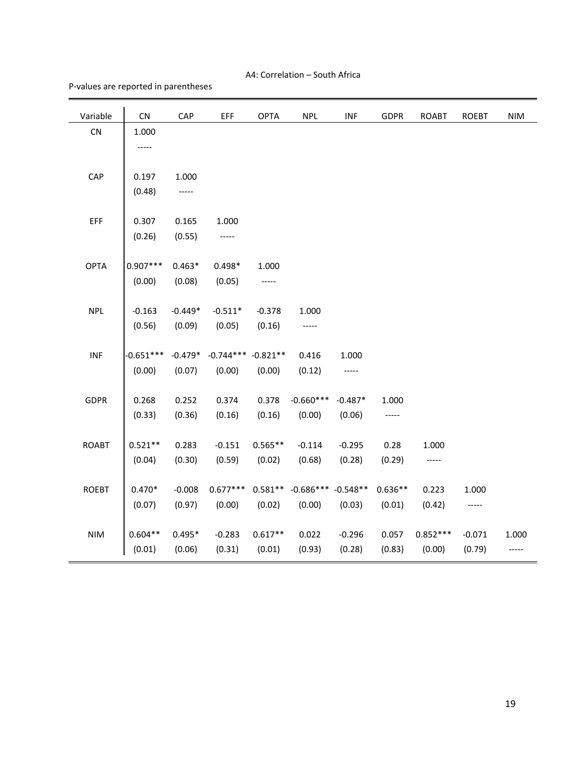A4: Correlation – South Africa

P-values are reported in parentheses

| Variable | CN | CAP | EFF | OPTA | NPL | INF | GDPR | ROABT | ROEBT | NIM |
|---|---|---|---|---|---|---|---|---|---|---|
| CN | 1.000 | | | | | | | | | |
| | ----- | | | | | | | | | |
| CAP | 0.197 | 1.000 | | | | | | | | |
| | (0.48) | ----- | | | | | | | | |
| EFF | 0.307 | 0.165 | 1.000 | | | | | | | |
| | (0.26) | (0.55) | ----- | | | | | | | |
| OPTA | 0.907*** | 0.463* | 0.498* | 1.000 | | | | | | |
| | (0.00) | (0.08) | (0.05) | ----- | | | | | | |
| NPL | -0.163 | -0.449* | -0.511* | -0.378 | 1.000 | | | | | |
| | (0.56) | (0.09) | (0.05) | (0.16) | ----- | | | | | |
| INF | -0.651*** | -0.479* | -0.744*** | -0.821** | 0.416 | 1.000 | | | | |
| | (0.00) | (0.07) | (0.00) | (0.00) | (0.12) | ----- | | | | |
| GDPR | 0.268 | 0.252 | 0.374 | 0.378 | -0.660*** | -0.487* | 1.000 | | | |
| | (0.33) | (0.36) | (0.16) | (0.16) | (0.00) | (0.06) | ----- | | | |
| ROABT | 0.521** | 0.283 | -0.151 | 0.565** | -0.114 | -0.295 | 0.28 | 1.000 | | |
| | (0.04) | (0.30) | (0.59) | (0.02) | (0.68) | (0.28) | (0.29) | ----- | | |
| ROEBT | 0.470* | -0.008 | 0.677*** | 0.581** | -0.686*** | -0.548** | 0.636** | 0.223 | 1.000 | |
| | (0.07) | (0.97) | (0.00) | (0.02) | (0.00) | (0.03) | (0.01) | (0.42) | ----- | |
| NIM | 0.604** | 0.495* | -0.283 | 0.617** | 0.022 | -0.296 | 0.057 | 0.852*** | -0.071 | 1.000 |
| | (0.01) | (0.06) | (0.31) | (0.01) | (0.93) | (0.28) | (0.83) | (0.00) | (0.79) | ----- |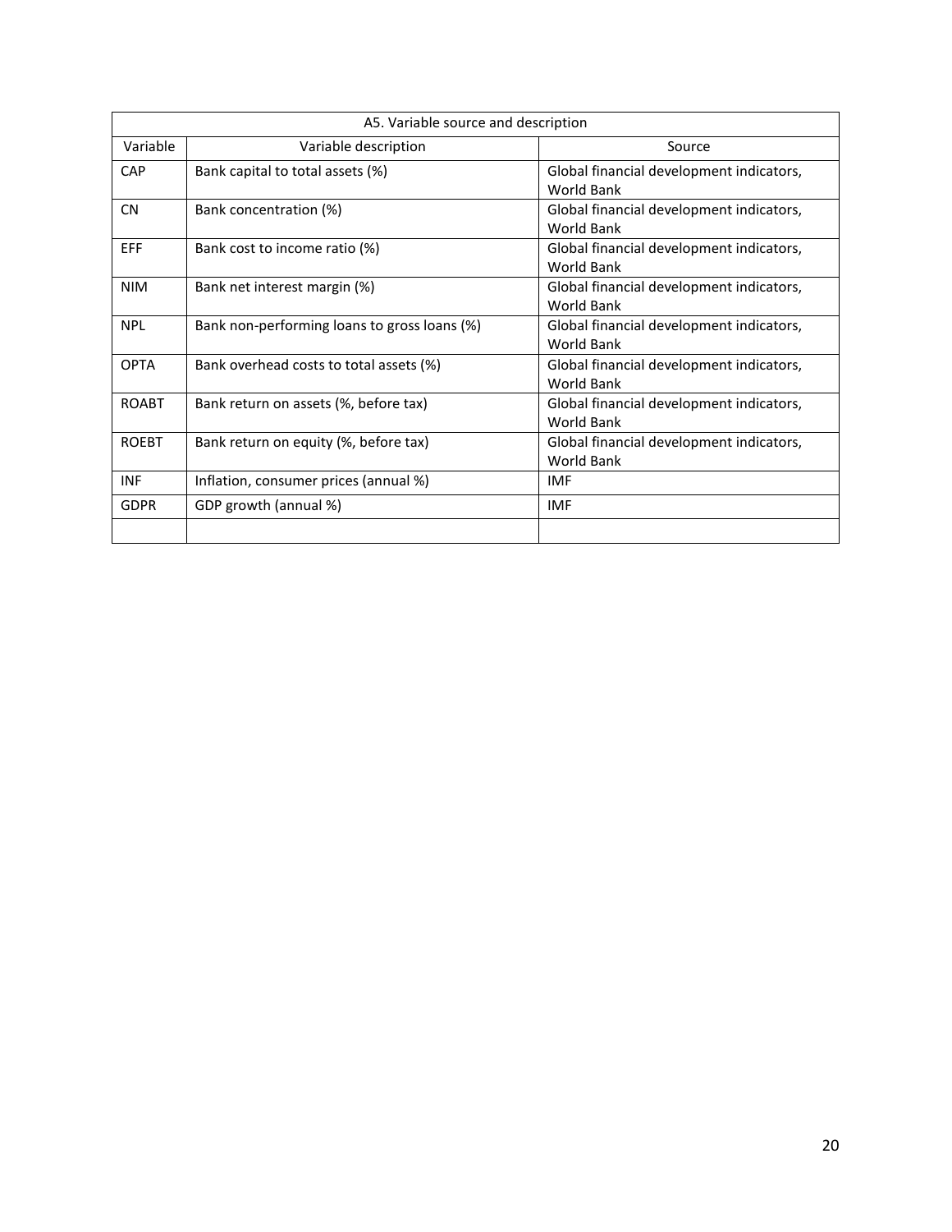| A5. Variable source and description | | |
|---|---|---|
| Variable | Variable description | Source |
| CAP | Bank capital to total assets (%) | Global financial development indicators, World Bank |
| CN | Bank concentration (%) | Global financial development indicators, World Bank |
| EFF | Bank cost to income ratio (%) | Global financial development indicators, World Bank |
| NIM | Bank net interest margin (%) | Global financial development indicators, World Bank |
| NPL | Bank non-performing loans to gross loans (%) | Global financial development indicators, World Bank |
| OPTA | Bank overhead costs to total assets (%) | Global financial development indicators, World Bank |
| ROABT | Bank return on assets (%, before tax) | Global financial development indicators, World Bank |
| ROEBT | Bank return on equity (%, before tax) | Global financial development indicators, World Bank |
| INF | Inflation, consumer prices (annual %) | IMF |
| GDPR | GDP growth (annual %) | IMF |
| | | |